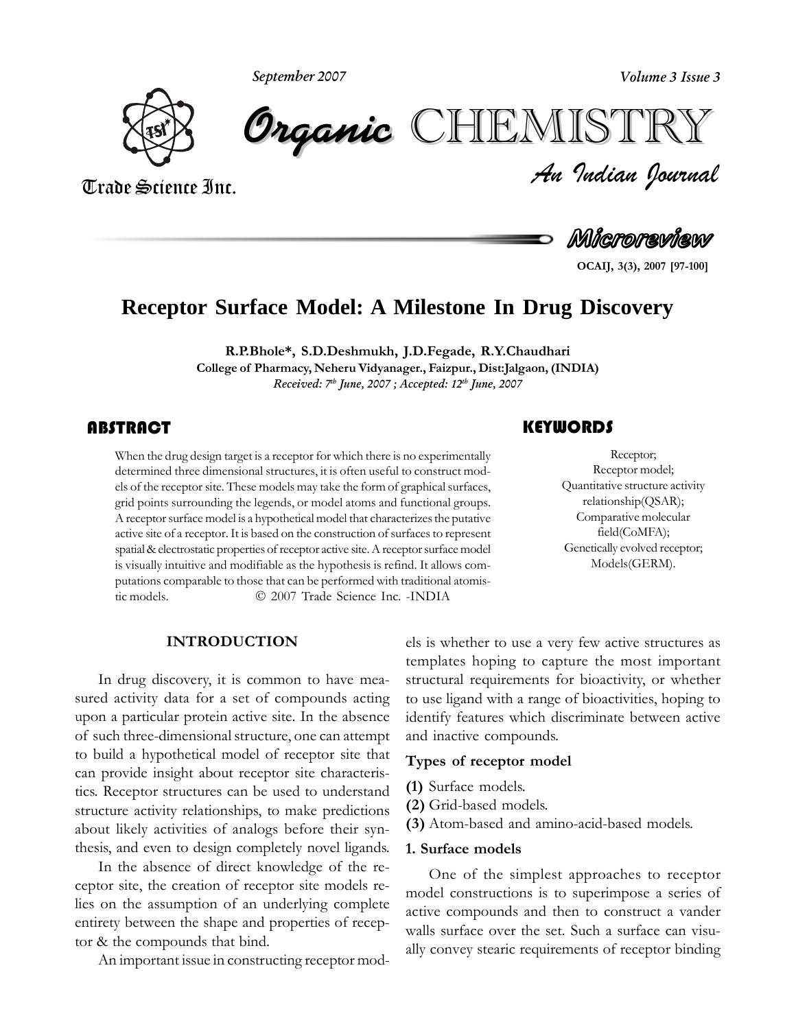# Receptor Surface Model: A Milestone In Drug Discovery

**R.P.Bhole\*, S.D.Deshmukh, J.D.Fegade, R.Y.Chaudhari**

**College of Pharmacy, Neheru Vidyanager., Faizpur., Dist:Jalgaon, (INDIA)**

*Received: 7th June, 2007 ; Accepted: 12th June, 2007*

## ABSTRACT

When the drug design target is a receptor for which there is no experimentally determined three dimensional structures, it is often useful to construct models of the receptor site. These models may take the form of graphical surfaces, grid points surrounding the legends, or model atoms and functional groups. A receptor surface model is a hypothetical model that characterizes the putative active site of a receptor. It is based on the construction of surfaces to represent spatial & electrostatic properties of receptor active site. A receptor surface model is visually intuitive and modifiable as the hypothesis is refind. It allows computations comparable to those that can be performed with traditional atomistic models. © 2007 Trade Science Inc. -INDIA

## KEYWORDS

Receptor;
Receptor model;
Quantitative structure activity relationship(QSAR);
Comparative molecular field(CoMFA);
Genetically evolved receptor;
Models(GERM).

## INTRODUCTION

In drug discovery, it is common to have measured activity data for a set of compounds acting upon a particular protein active site. In the absence of such three-dimensional structure, one can attempt to build a hypothetical model of receptor site that can provide insight about receptor site characteristics. Receptor structures can be used to understand structure activity relationships, to make predictions about likely activities of analogs before their synthesis, and even to design completely novel ligands.

In the absence of direct knowledge of the receptor site, the creation of receptor site models relies on the assumption of an underlying complete entirety between the shape and properties of receptor & the compounds that bind.

An important issue in constructing receptor models is whether to use a very few active structures as templates hoping to capture the most important structural requirements for bioactivity, or whether to use ligand with a range of bioactivities, hoping to identify features which discriminate between active and inactive compounds.

### Types of receptor model

**(1)** Surface models.
**(2)** Grid-based models.
**(3)** Atom-based and amino-acid-based models.

### 1. Surface models

One of the simplest approaches to receptor model constructions is to superimpose a series of active compounds and then to construct a vander walls surface over the set. Such a surface can visually convey stearic requirements of receptor binding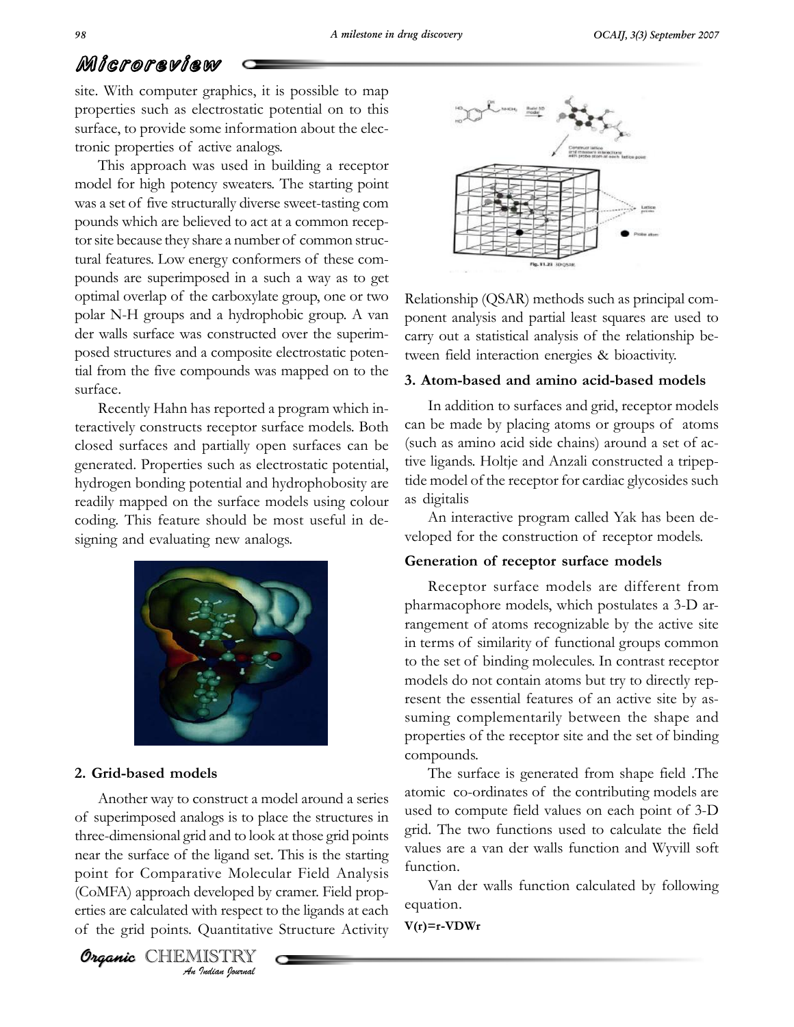site. With computer graphics, it is possible to map properties such as electrostatic potential on to this surface, to provide some information about the electronic properties of active analogs.

This approach was used in building a receptor model for high potency sweaters. The starting point was a set of five structurally diverse sweet-tasting com pounds which are believed to act at a common receptor site because they share a number of common structural features. Low energy conformers of these compounds are superimposed in a such a way as to get optimal overlap of the carboxylate group, one or two polar N-H groups and a hydrophobic group. A van der walls surface was constructed over the superimposed structures and a composite electrostatic potential from the five compounds was mapped on to the surface.

Recently Hahn has reported a program which interactively constructs receptor surface models. Both closed surfaces and partially open surfaces can be generated. Properties such as electrostatic potential, hydrogen bonding potential and hydrophobosity are readily mapped on the surface models using colour coding. This feature should be most useful in designing and evaluating new analogs.

## 2. Grid-based models

Another way to construct a model around a series of superimposed analogs is to place the structures in three-dimensional grid and to look at those grid points near the surface of the ligand set. This is the starting point for Comparative Molecular Field Analysis (CoMFA) approach developed by cramer. Field properties are calculated with respect to the ligands at each of the grid points. Quantitative Structure Activity Relationship (QSAR) methods such as principal component analysis and partial least squares are used to carry out a statistical analysis of the relationship between field interaction energies & bioactivity.

## 3. Atom-based and amino acid-based models

In addition to surfaces and grid, receptor models can be made by placing atoms or groups of atoms (such as amino acid side chains) around a set of active ligands. Holtje and Anzali constructed a tripeptide model of the receptor for cardiac glycosides such as digitalis

An interactive program called Yak has been developed for the construction of receptor models.

### Generation of receptor surface models

Receptor surface models are different from pharmacophore models, which postulates a 3-D arrangement of atoms recognizable by the active site in terms of similarity of functional groups common to the set of binding molecules. In contrast receptor models do not contain atoms but try to directly represent the essential features of an active site by assuming complementarily between the shape and properties of the receptor site and the set of binding compounds.

The surface is generated from shape field .The atomic co-ordinates of the contributing models are used to compute field values on each point of 3-D grid. The two functions used to calculate the field values are a van der walls function and Wyvill soft function.

Van der walls function calculated by following equation.

**V(r)=r-VDWr**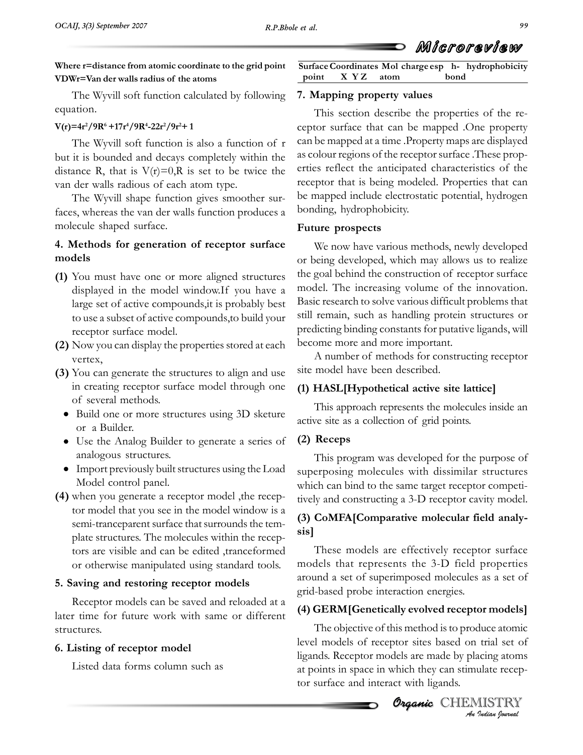**Where r=distance from atomic coordinate to the grid point VDWr=Van der walls radius of the atoms**

The Wyvill soft function calculated by following equation.

$$V(r)=4r^2/9R^6+17r^4/9R^4-22r^2/9r^2+1$$

The Wyvill soft function is also a function of r but it is bounded and decays completely within the distance R, that is V(r)=0,R is set to be twice the van der walls radious of each atom type.

The Wyvill shape function gives smoother surfaces, whereas the van der walls function produces a molecule shaped surface.

## 4. Methods for generation of receptor surface models

**(1)** You must have one or more aligned structures displayed in the model window.If you have a large set of active compounds,it is probably best to use a subset of active compounds,to build your receptor surface model.

**(2)** Now you can display the properties stored at each vertex,

**(3)** You can generate the structures to align and use in creating receptor surface model through one of several methods.

- Build one or more structures using 3D sketure or a Builder.
- Use the Analog Builder to generate a series of analogous structures.
- Import previously built structures using the Load Model control panel.

**(4)** when you generate a receptor model ,the receptor model that you see in the model window is a semi-tranceparent surface that surrounds the template structures. The molecules within the receptors are visible and can be edited ,tranceformed or otherwise manipulated using standard tools.

## 5. Saving and restoring receptor models

Receptor models can be saved and reloaded at a later time for future work with same or different structures.

## 6. Listing of receptor model

Listed data forms column such as

| Surface point | Coordinates X Y Z | Mol atom | charge | esp | h-bond | hydrophobicity |
|---|---|---|---|---|---|---|

## 7. Mapping property values

This section describe the properties of the receptor surface that can be mapped .One property can be mapped at a time .Property maps are displayed as colour regions of the receptor surface .These properties reflect the anticipated characteristics of the receptor that is being modeled. Properties that can be mapped include electrostatic potential, hydrogen bonding, hydrophobicity.

## Future prospects

We now have various methods, newly developed or being developed, which may allows us to realize the goal behind the construction of receptor surface model. The increasing volume of the innovation. Basic research to solve various difficult problems that still remain, such as handling protein structures or predicting binding constants for putative ligands, will become more and more important.

A number of methods for constructing receptor site model have been described.

### (1) HASL[Hypothetical active site lattice]

This approach represents the molecules inside an active site as a collection of grid points.

### (2) Receps

This program was developed for the purpose of superposing molecules with dissimilar structures which can bind to the same target receptor competitively and constructing a 3-D receptor cavity model.

### (3) CoMFA[Comparative molecular field analysis]

These models are effectively receptor surface models that represents the 3-D field properties around a set of superimposed molecules as a set of grid-based probe interaction energies.

### (4) GERM[Genetically evolved receptor models]

The objective of this method is to produce atomic level models of receptor sites based on trial set of ligands. Receptor models are made by placing atoms at points in space in which they can stimulate receptor surface and interact with ligands.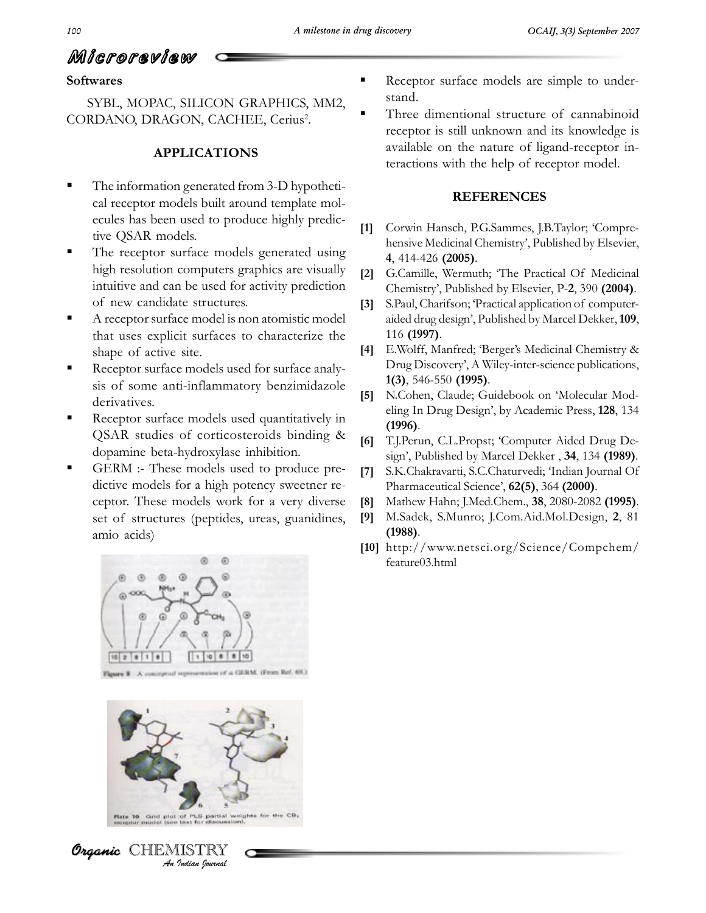### Softwares

SYBL, MOPAC, SILICON GRAPHICS, MM2, CORDANO, DRAGON, CACHEE, Cerius[2].

## APPLICATIONS

- The information generated from 3-D hypothetical receptor models built around template molecules has been used to produce highly predictive QSAR models.
- The receptor surface models generated using high resolution computers graphics are visually intuitive and can be used for activity prediction of new candidate structures.
- A receptor surface model is non atomistic model that uses explicit surfaces to characterize the shape of active site.
- Receptor surface models used for surface analysis of some anti-inflammatory benzimidazole derivatives.
- Receptor surface models used quantitatively in QSAR studies of corticosteroids binding & dopamine beta-hydroxylase inhibition.
- GERM :- These models used to produce predictive models for a high potency sweetner receptor. These models work for a very diverse set of structures (peptides, ureas, guanidines, amio acids)

Figure 8 A conceptual representation of a GERM. (From Ref. 69.)

Plate 10 Grid plot of PLS partial weights for the $CB_1$ receptor model (see text for discussion).

- Receptor surface models are simple to understand.
- Three dimentional structure of cannabinoid receptor is still unknown and its knowledge is available on the nature of ligand-receptor interactions with the help of receptor model.

## REFERENCES

**[1]** Corwin Hansch, P.G.Sammes, J.B.Taylor; 'Comprehensive Medicinal Chemistry', Published by Elsevier, **4**, 414-426 **(2005)**.

**[2]** G.Camille, Wermuth; 'The Practical Of Medicinal Chemistry', Published by Elsevier, P-**2**, 390 **(2004)**.

**[3]** S.Paul, Charifson; 'Practical application of computer-aided drug design', Published by Marcel Dekker, **109**, 116 **(1997)**.

**[4]** E.Wolff, Manfred; 'Berger's Medicinal Chemistry & Drug Discovery', A Wiley-inter-science publications, **1(3)**, 546-550 **(1995)**.

**[5]** N.Cohen, Claude; Guidebook on 'Molecular Modeling In Drug Design', by Academic Press, **128**, 134 **(1996)**.

**[6]** T.J.Perun, C.L.Propst; 'Computer Aided Drug Design', Published by Marcel Dekker , **34**, 134 **(1989)**.

**[7]** S.K.Chakravarti, S.C.Chaturvedi; 'Indian Journal Of Pharmaceutical Science', **62(5)**, 364 **(2000)**.

**[8]** Mathew Hahn; J.Med.Chem., **38**, 2080-2082 **(1995)**.

**[9]** M.Sadek, S.Munro; J.Com.Aid.Mol.Design, **2**, 81 **(1988)**.

**[10]** http://www.netsci.org/Science/Compchem/feature03.html